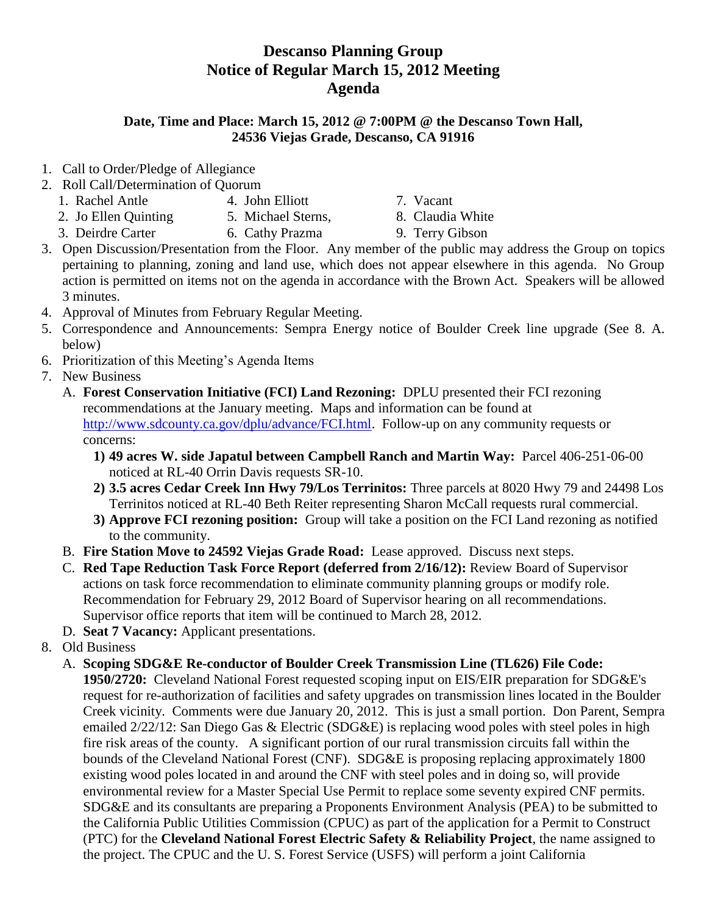# Descanso Planning Group
## Notice of Regular March 15, 2012 Meeting
## Agenda

**Date, Time and Place: March 15, 2012 @ 7:00PM @ the Descanso Town Hall, 24536 Viejas Grade, Descanso, CA 91916**

1. Call to Order/Pledge of Allegiance
2. Roll Call/Determination of Quorum
   1. Rachel Antle
   2. Jo Ellen Quinting
   3. Deirdre Carter
   4. John Elliott
   5. Michael Sterns,
   6. Cathy Prazma
   7. Vacant
   8. Claudia White
   9. Terry Gibson
3. Open Discussion/Presentation from the Floor. Any member of the public may address the Group on topics pertaining to planning, zoning and land use, which does not appear elsewhere in this agenda. No Group action is permitted on items not on the agenda in accordance with the Brown Act. Speakers will be allowed 3 minutes.
4. Approval of Minutes from February Regular Meeting.
5. Correspondence and Announcements: Sempra Energy notice of Boulder Creek line upgrade (See 8. A. below)
6. Prioritization of this Meeting's Agenda Items
7. New Business
   A. **Forest Conservation Initiative (FCI) Land Rezoning:** DPLU presented their FCI rezoning recommendations at the January meeting. Maps and information can be found at http://www.sdcounty.ca.gov/dplu/advance/FCI.html. Follow-up on any community requests or concerns:
      1. **49 acres W. side Japatul between Campbell Ranch and Martin Way:** Parcel 406-251-06-00 noticed at RL-40 Orrin Davis requests SR-10.
      2. **3.5 acres Cedar Creek Inn Hwy 79/Los Terrinitos:** Three parcels at 8020 Hwy 79 and 24498 Los Terrinitos noticed at RL-40 Beth Reiter representing Sharon McCall requests rural commercial.
      3. **Approve FCI rezoning position:** Group will take a position on the FCI Land rezoning as notified to the community.

   B. **Fire Station Move to 24592 Viejas Grade Road:** Lease approved. Discuss next steps.

   C. **Red Tape Reduction Task Force Report (deferred from 2/16/12):** Review Board of Supervisor actions on task force recommendation to eliminate community planning groups or modify role. Recommendation for February 29, 2012 Board of Supervisor hearing on all recommendations. Supervisor office reports that item will be continued to March 28, 2012.

   D. **Seat 7 Vacancy:** Applicant presentations.
8. Old Business
   A. **Scoping SDG&E Re-conductor of Boulder Creek Transmission Line (TL626) File Code: 1950/2720:** Cleveland National Forest requested scoping input on EIS/EIR preparation for SDG&E's request for re-authorization of facilities and safety upgrades on transmission lines located in the Boulder Creek vicinity. Comments were due January 20, 2012. This is just a small portion. Don Parent, Sempra emailed 2/22/12: San Diego Gas & Electric (SDG&E) is replacing wood poles with steel poles in high fire risk areas of the county. A significant portion of our rural transmission circuits fall within the bounds of the Cleveland National Forest (CNF). SDG&E is proposing replacing approximately 1800 existing wood poles located in and around the CNF with steel poles and in doing so, will provide environmental review for a Master Special Use Permit to replace some seventy expired CNF permits. SDG&E and its consultants are preparing a Proponents Environment Analysis (PEA) to be submitted to the California Public Utilities Commission (CPUC) as part of the application for a Permit to Construct (PTC) for the **Cleveland National Forest Electric Safety & Reliability Project**, the name assigned to the project. The CPUC and the U. S. Forest Service (USFS) will perform a joint California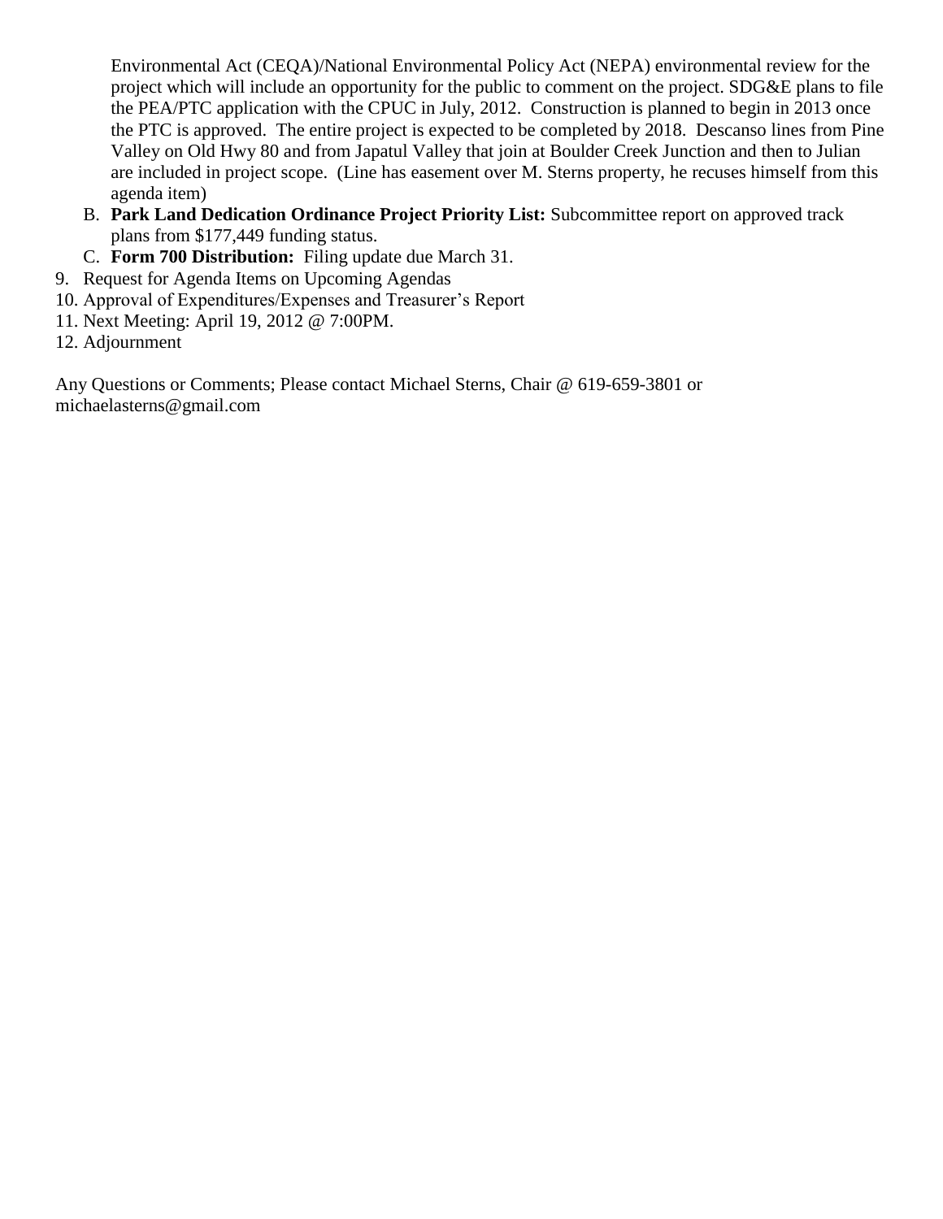Environmental Act (CEQA)/National Environmental Policy Act (NEPA) environmental review for the project which will include an opportunity for the public to comment on the project. SDG&E plans to file the PEA/PTC application with the CPUC in July, 2012. Construction is planned to begin in 2013 once the PTC is approved. The entire project is expected to be completed by 2018. Descanso lines from Pine Valley on Old Hwy 80 and from Japatul Valley that join at Boulder Creek Junction and then to Julian are included in project scope. (Line has easement over M. Sterns property, he recuses himself from this agenda item)

   B. **Park Land Dedication Ordinance Project Priority List:** Subcommittee report on approved track plans from $177,449 funding status.
   C. **Form 700 Distribution:** Filing update due March 31.

9. Request for Agenda Items on Upcoming Agendas
10. Approval of Expenditures/Expenses and Treasurer's Report
11. Next Meeting: April 19, 2012 @ 7:00PM.
12. Adjournment

Any Questions or Comments; Please contact Michael Sterns, Chair @ 619-659-3801 or michaelasterns@gmail.com